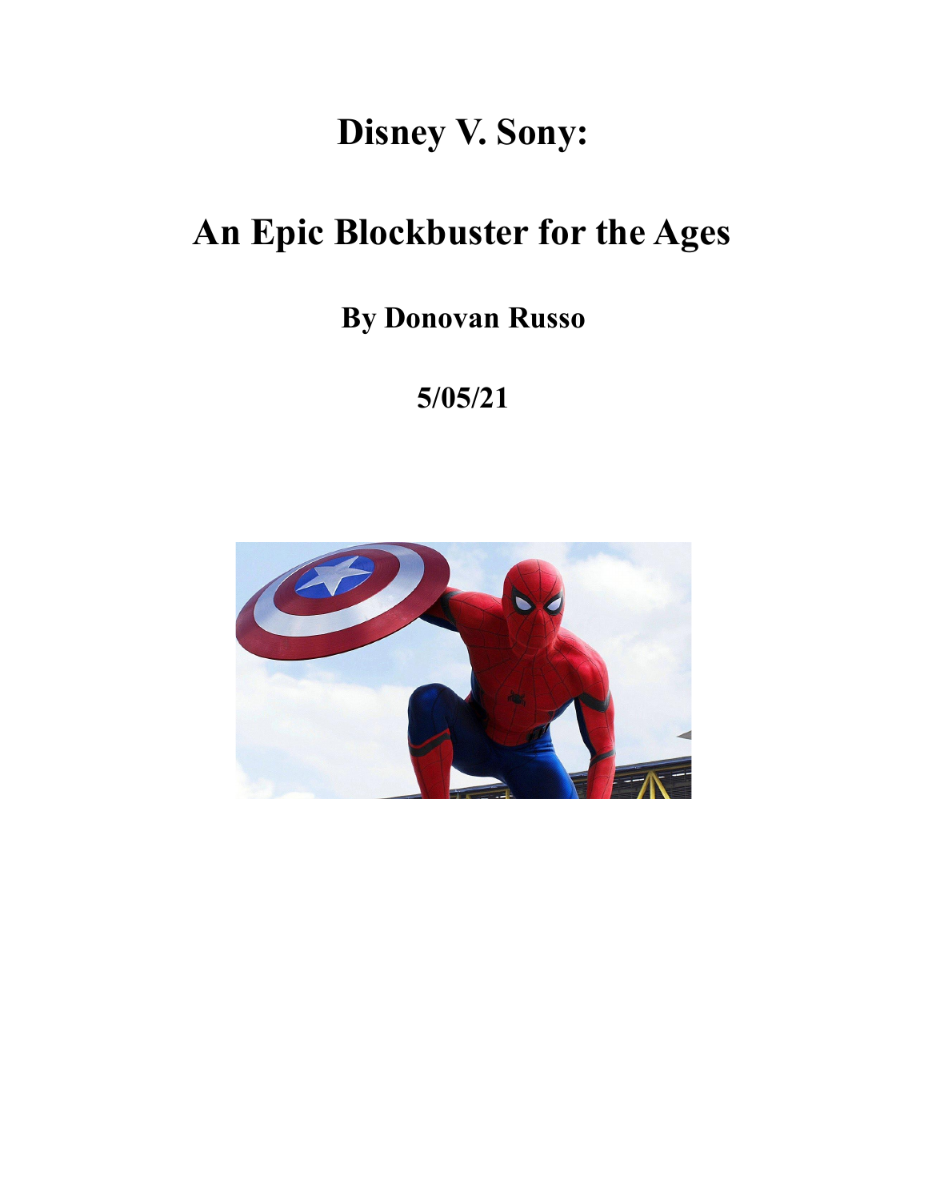# Disney V. Sony:

# An Epic Blockbuster for the Ages

**By Donovan Russo**

**5/05/21**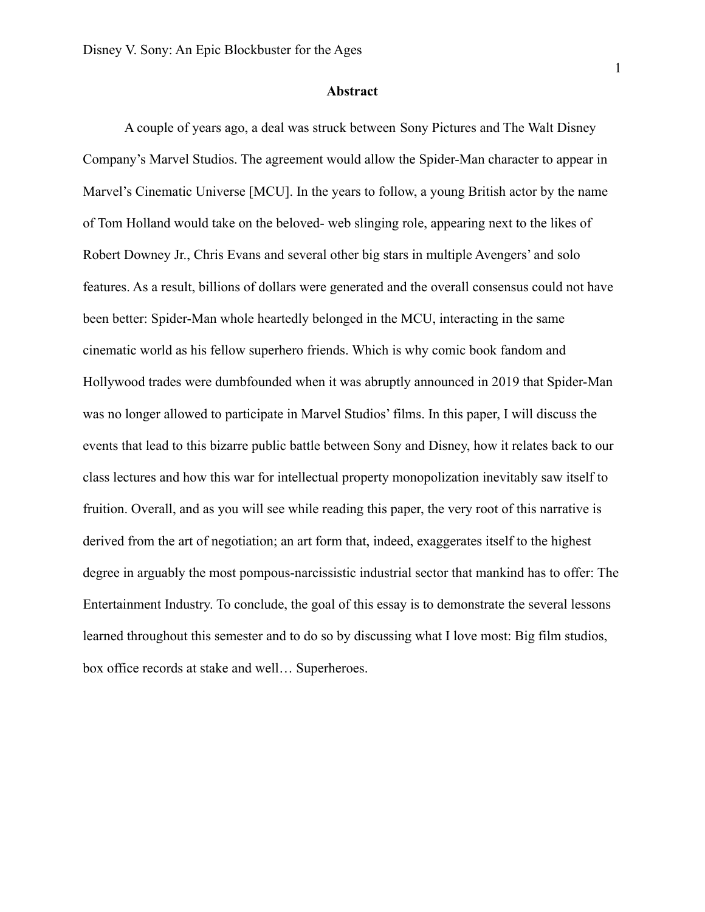## Abstract

A couple of years ago, a deal was struck between Sony Pictures and The Walt Disney Company's Marvel Studios. The agreement would allow the Spider-Man character to appear in Marvel's Cinematic Universe [MCU]. In the years to follow, a young British actor by the name of Tom Holland would take on the beloved- web slinging role, appearing next to the likes of Robert Downey Jr., Chris Evans and several other big stars in multiple Avengers' and solo features. As a result, billions of dollars were generated and the overall consensus could not have been better: Spider-Man whole heartedly belonged in the MCU, interacting in the same cinematic world as his fellow superhero friends. Which is why comic book fandom and Hollywood trades were dumbfounded when it was abruptly announced in 2019 that Spider-Man was no longer allowed to participate in Marvel Studios' films. In this paper, I will discuss the events that lead to this bizarre public battle between Sony and Disney, how it relates back to our class lectures and how this war for intellectual property monopolization inevitably saw itself to fruition. Overall, and as you will see while reading this paper, the very root of this narrative is derived from the art of negotiation; an art form that, indeed, exaggerates itself to the highest degree in arguably the most pompous-narcissistic industrial sector that mankind has to offer: The Entertainment Industry. To conclude, the goal of this essay is to demonstrate the several lessons learned throughout this semester and to do so by discussing what I love most: Big film studios, box office records at stake and well… Superheroes.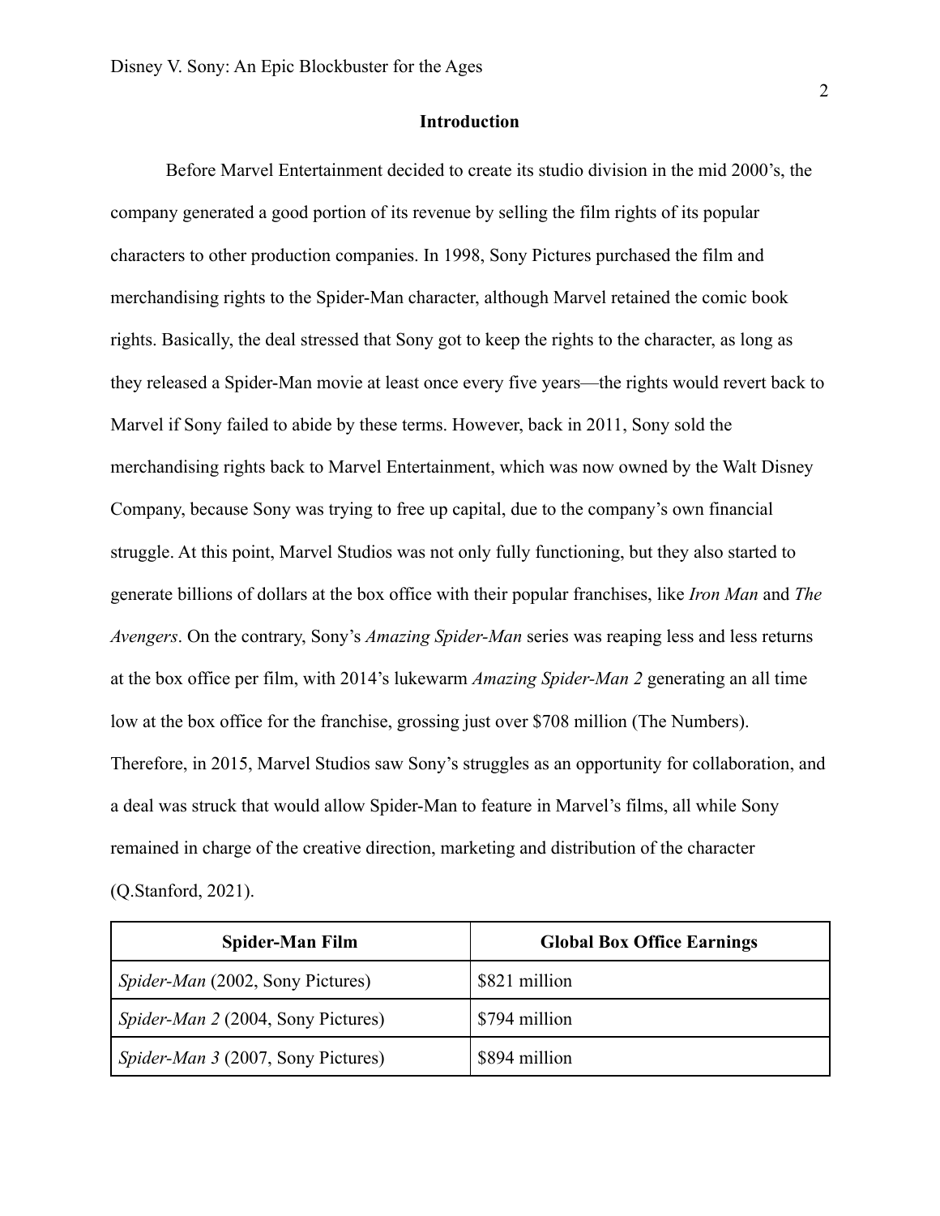## Introduction

Before Marvel Entertainment decided to create its studio division in the mid 2000's, the company generated a good portion of its revenue by selling the film rights of its popular characters to other production companies. In 1998, Sony Pictures purchased the film and merchandising rights to the Spider-Man character, although Marvel retained the comic book rights. Basically, the deal stressed that Sony got to keep the rights to the character, as long as they released a Spider-Man movie at least once every five years—the rights would revert back to Marvel if Sony failed to abide by these terms. However, back in 2011, Sony sold the merchandising rights back to Marvel Entertainment, which was now owned by the Walt Disney Company, because Sony was trying to free up capital, due to the company's own financial struggle. At this point, Marvel Studios was not only fully functioning, but they also started to generate billions of dollars at the box office with their popular franchises, like *Iron Man* and *The Avengers*. On the contrary, Sony's *Amazing Spider-Man* series was reaping less and less returns at the box office per film, with 2014's lukewarm *Amazing Spider-Man 2* generating an all time low at the box office for the franchise, grossing just over $708 million (The Numbers). Therefore, in 2015, Marvel Studios saw Sony's struggles as an opportunity for collaboration, and a deal was struck that would allow Spider-Man to feature in Marvel's films, all while Sony remained in charge of the creative direction, marketing and distribution of the character (Q.Stanford, 2021).

| Spider-Man Film | Global Box Office Earnings |
| --- | --- |
| *Spider-Man* (2002, Sony Pictures) | $821 million |
| *Spider-Man 2* (2004, Sony Pictures) | $794 million |
| *Spider-Man 3* (2007, Sony Pictures) | $894 million |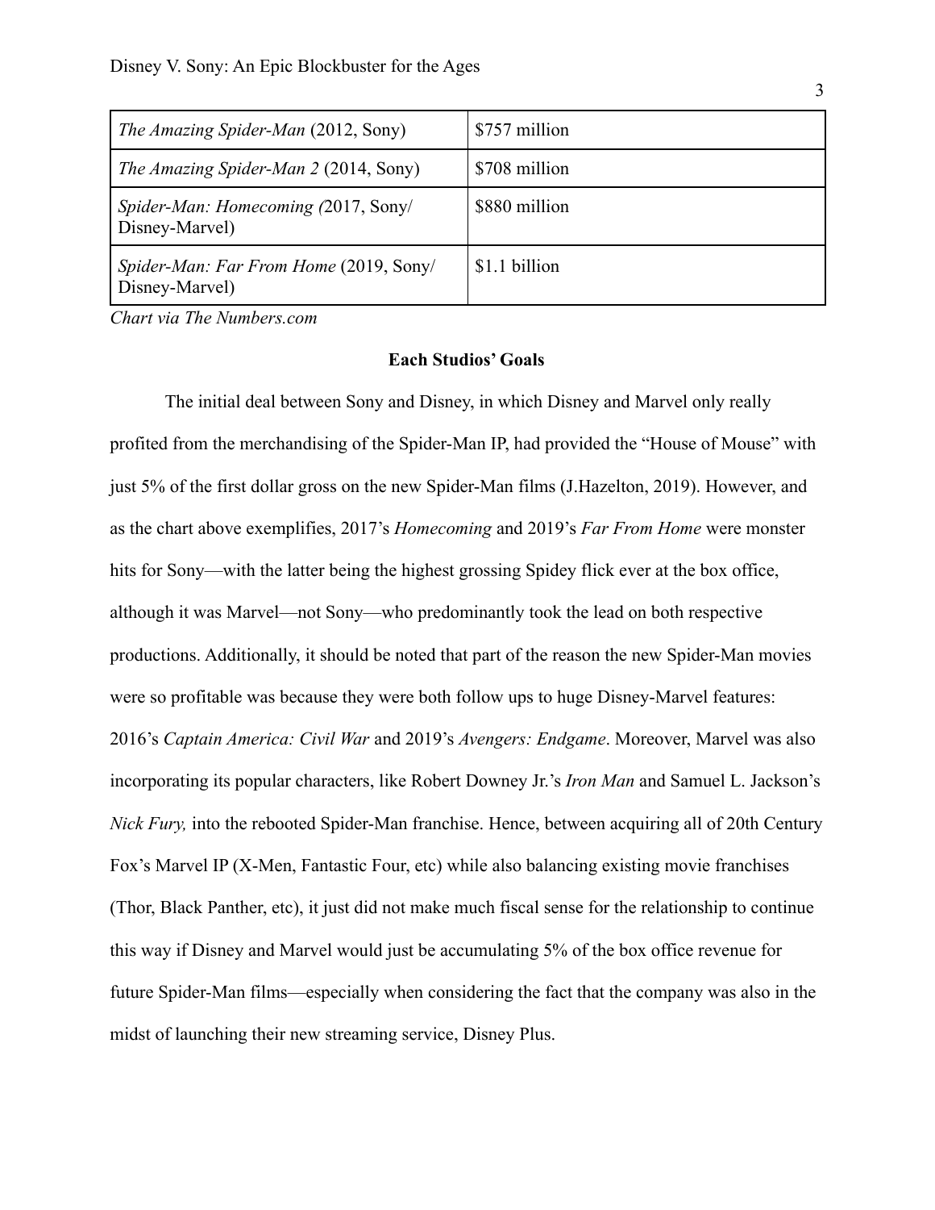| | |
|---|---|
| *The Amazing Spider-Man* (2012, Sony) | $757 million |
| *The Amazing Spider-Man 2* (2014, Sony) | $708 million |
| *Spider-Man: Homecoming (*2017, Sony/ Disney-Marvel) | $880 million |
| *Spider-Man: Far From Home* (2019, Sony/ Disney-Marvel) | $1.1 billion |

*Chart via The Numbers.com*

**Each Studios' Goals**

The initial deal between Sony and Disney, in which Disney and Marvel only really profited from the merchandising of the Spider-Man IP, had provided the "House of Mouse" with just 5% of the first dollar gross on the new Spider-Man films (J.Hazelton, 2019). However, and as the chart above exemplifies, 2017's *Homecoming* and 2019's *Far From Home* were monster hits for Sony—with the latter being the highest grossing Spidey flick ever at the box office, although it was Marvel—not Sony—who predominantly took the lead on both respective productions. Additionally, it should be noted that part of the reason the new Spider-Man movies were so profitable was because they were both follow ups to huge Disney-Marvel features: 2016's *Captain America: Civil War* and 2019's *Avengers: Endgame*. Moreover, Marvel was also incorporating its popular characters, like Robert Downey Jr.'s *Iron Man* and Samuel L. Jackson's *Nick Fury,* into the rebooted Spider-Man franchise. Hence, between acquiring all of 20th Century Fox's Marvel IP (X-Men, Fantastic Four, etc) while also balancing existing movie franchises (Thor, Black Panther, etc), it just did not make much fiscal sense for the relationship to continue this way if Disney and Marvel would just be accumulating 5% of the box office revenue for future Spider-Man films—especially when considering the fact that the company was also in the midst of launching their new streaming service, Disney Plus.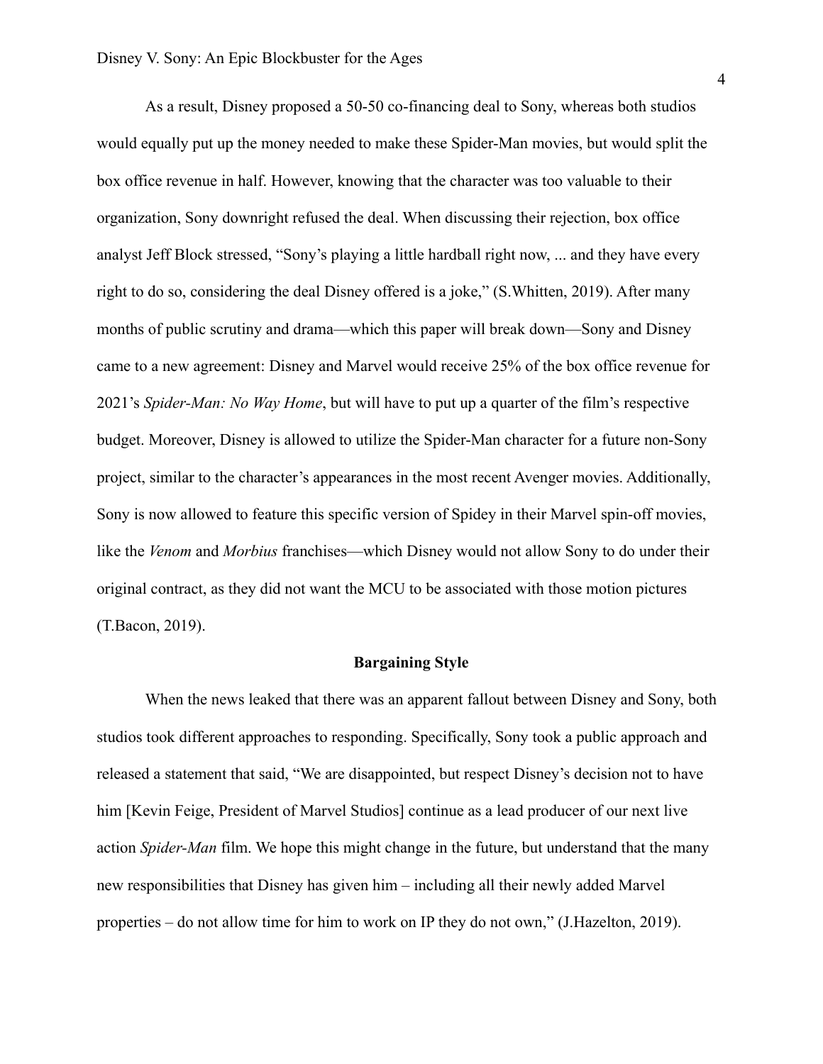As a result, Disney proposed a 50-50 co-financing deal to Sony, whereas both studios would equally put up the money needed to make these Spider-Man movies, but would split the box office revenue in half. However, knowing that the character was too valuable to their organization, Sony downright refused the deal. When discussing their rejection, box office analyst Jeff Block stressed, "Sony's playing a little hardball right now, ... and they have every right to do so, considering the deal Disney offered is a joke," (S.Whitten, 2019). After many months of public scrutiny and drama—which this paper will break down—Sony and Disney came to a new agreement: Disney and Marvel would receive 25% of the box office revenue for 2021's *Spider-Man: No Way Home*, but will have to put up a quarter of the film's respective budget. Moreover, Disney is allowed to utilize the Spider-Man character for a future non-Sony project, similar to the character's appearances in the most recent Avenger movies. Additionally, Sony is now allowed to feature this specific version of Spidey in their Marvel spin-off movies, like the *Venom* and *Morbius* franchises—which Disney would not allow Sony to do under their original contract, as they did not want the MCU to be associated with those motion pictures (T.Bacon, 2019).

**Bargaining Style**

When the news leaked that there was an apparent fallout between Disney and Sony, both studios took different approaches to responding. Specifically, Sony took a public approach and released a statement that said, "We are disappointed, but respect Disney's decision not to have him [Kevin Feige, President of Marvel Studios] continue as a lead producer of our next live action *Spider-Man* film. We hope this might change in the future, but understand that the many new responsibilities that Disney has given him – including all their newly added Marvel properties – do not allow time for him to work on IP they do not own," (J.Hazelton, 2019).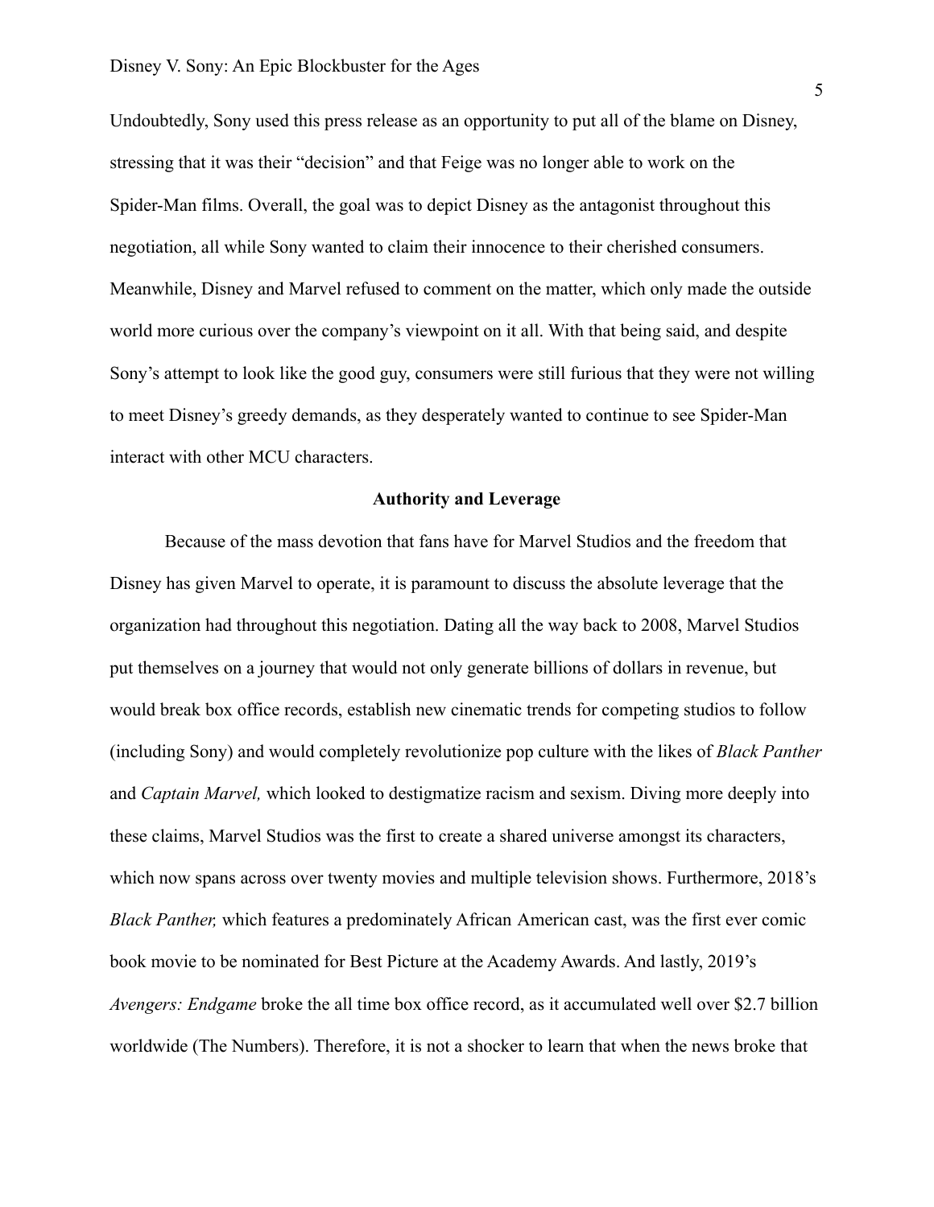Undoubtedly, Sony used this press release as an opportunity to put all of the blame on Disney, stressing that it was their "decision" and that Feige was no longer able to work on the Spider-Man films. Overall, the goal was to depict Disney as the antagonist throughout this negotiation, all while Sony wanted to claim their innocence to their cherished consumers. Meanwhile, Disney and Marvel refused to comment on the matter, which only made the outside world more curious over the company's viewpoint on it all. With that being said, and despite Sony's attempt to look like the good guy, consumers were still furious that they were not willing to meet Disney's greedy demands, as they desperately wanted to continue to see Spider-Man interact with other MCU characters.

## Authority and Leverage

Because of the mass devotion that fans have for Marvel Studios and the freedom that Disney has given Marvel to operate, it is paramount to discuss the absolute leverage that the organization had throughout this negotiation. Dating all the way back to 2008, Marvel Studios put themselves on a journey that would not only generate billions of dollars in revenue, but would break box office records, establish new cinematic trends for competing studios to follow (including Sony) and would completely revolutionize pop culture with the likes of *Black Panther* and *Captain Marvel,* which looked to destigmatize racism and sexism. Diving more deeply into these claims, Marvel Studios was the first to create a shared universe amongst its characters, which now spans across over twenty movies and multiple television shows. Furthermore, 2018's *Black Panther,* which features a predominately African American cast, was the first ever comic book movie to be nominated for Best Picture at the Academy Awards. And lastly, 2019's *Avengers: Endgame* broke the all time box office record, as it accumulated well over $2.7 billion worldwide (The Numbers). Therefore, it is not a shocker to learn that when the news broke that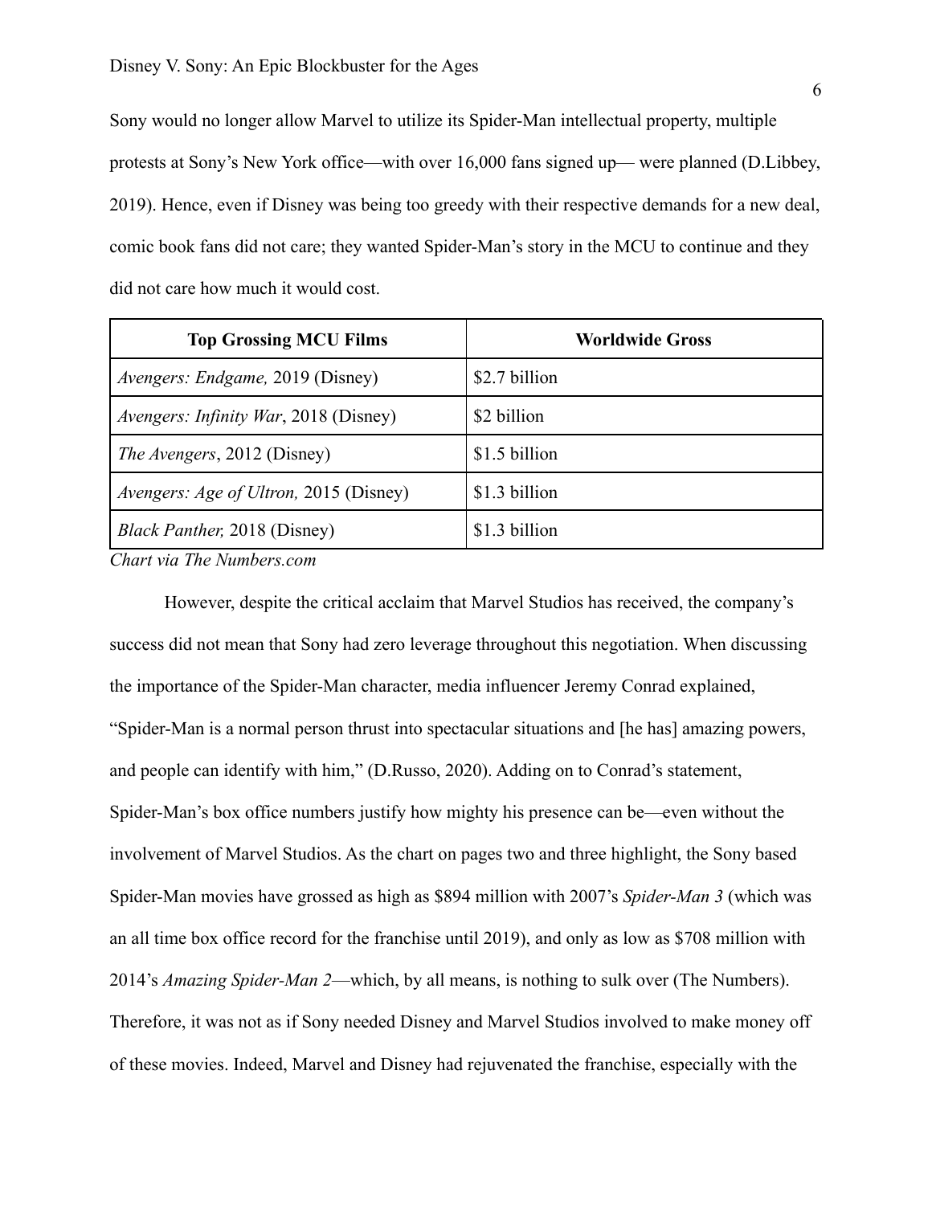Sony would no longer allow Marvel to utilize its Spider-Man intellectual property, multiple protests at Sony's New York office—with over 16,000 fans signed up— were planned (D.Libbey, 2019). Hence, even if Disney was being too greedy with their respective demands for a new deal, comic book fans did not care; they wanted Spider-Man's story in the MCU to continue and they did not care how much it would cost.

| Top Grossing MCU Films | Worldwide Gross |
|---|---|
| *Avengers: Endgame,* 2019 (Disney) | $2.7 billion |
| *Avengers: Infinity War*, 2018 (Disney) | $2 billion |
| *The Avengers*, 2012 (Disney) | $1.5 billion |
| *Avengers: Age of Ultron,* 2015 (Disney) | $1.3 billion |
| *Black Panther,* 2018 (Disney) | $1.3 billion |

*Chart via The Numbers.com*

However, despite the critical acclaim that Marvel Studios has received, the company's success did not mean that Sony had zero leverage throughout this negotiation. When discussing the importance of the Spider-Man character, media influencer Jeremy Conrad explained, "Spider-Man is a normal person thrust into spectacular situations and [he has] amazing powers, and people can identify with him," (D.Russo, 2020). Adding on to Conrad's statement, Spider-Man's box office numbers justify how mighty his presence can be—even without the involvement of Marvel Studios. As the chart on pages two and three highlight, the Sony based Spider-Man movies have grossed as high as $894 million with 2007's *Spider-Man 3* (which was an all time box office record for the franchise until 2019), and only as low as $708 million with 2014's *Amazing Spider-Man 2*—which, by all means, is nothing to sulk over (The Numbers). Therefore, it was not as if Sony needed Disney and Marvel Studios involved to make money off of these movies. Indeed, Marvel and Disney had rejuvenated the franchise, especially with the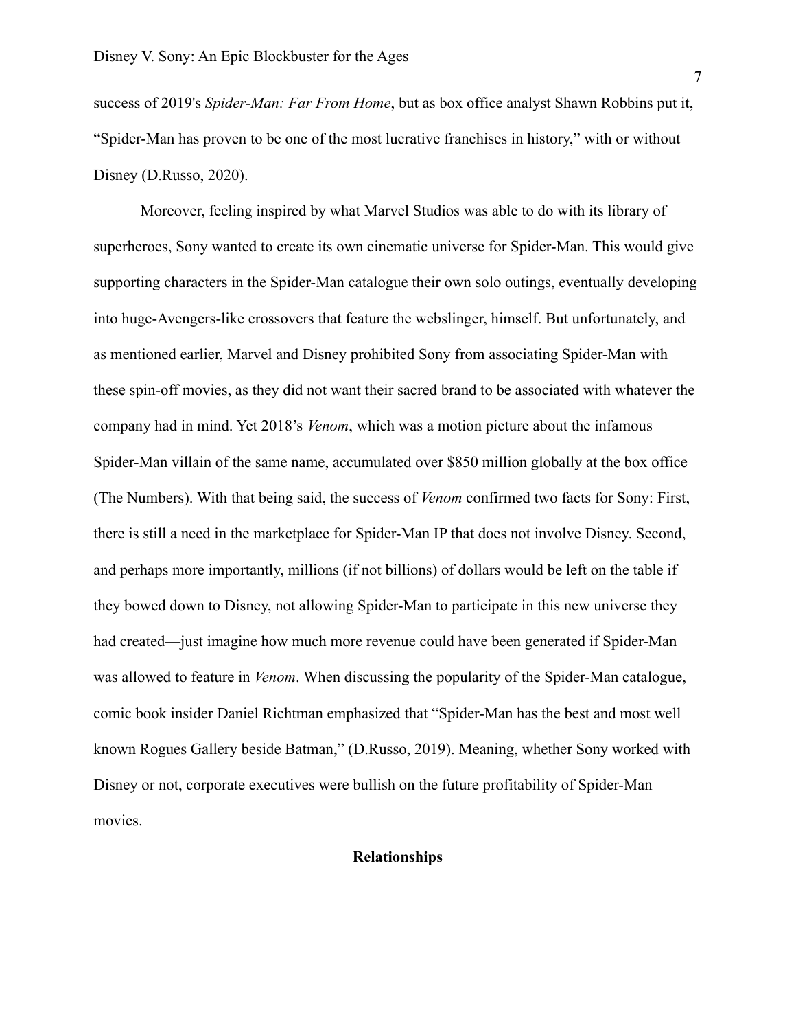success of 2019's *Spider-Man: Far From Home*, but as box office analyst Shawn Robbins put it, "Spider-Man has proven to be one of the most lucrative franchises in history," with or without Disney (D.Russo, 2020).

Moreover, feeling inspired by what Marvel Studios was able to do with its library of superheroes, Sony wanted to create its own cinematic universe for Spider-Man. This would give supporting characters in the Spider-Man catalogue their own solo outings, eventually developing into huge-Avengers-like crossovers that feature the webslinger, himself. But unfortunately, and as mentioned earlier, Marvel and Disney prohibited Sony from associating Spider-Man with these spin-off movies, as they did not want their sacred brand to be associated with whatever the company had in mind. Yet 2018's *Venom*, which was a motion picture about the infamous Spider-Man villain of the same name, accumulated over $850 million globally at the box office (The Numbers). With that being said, the success of *Venom* confirmed two facts for Sony: First, there is still a need in the marketplace for Spider-Man IP that does not involve Disney. Second, and perhaps more importantly, millions (if not billions) of dollars would be left on the table if they bowed down to Disney, not allowing Spider-Man to participate in this new universe they had created—just imagine how much more revenue could have been generated if Spider-Man was allowed to feature in *Venom*. When discussing the popularity of the Spider-Man catalogue, comic book insider Daniel Richtman emphasized that "Spider-Man has the best and most well known Rogues Gallery beside Batman," (D.Russo, 2019). Meaning, whether Sony worked with Disney or not, corporate executives were bullish on the future profitability of Spider-Man movies.

## Relationships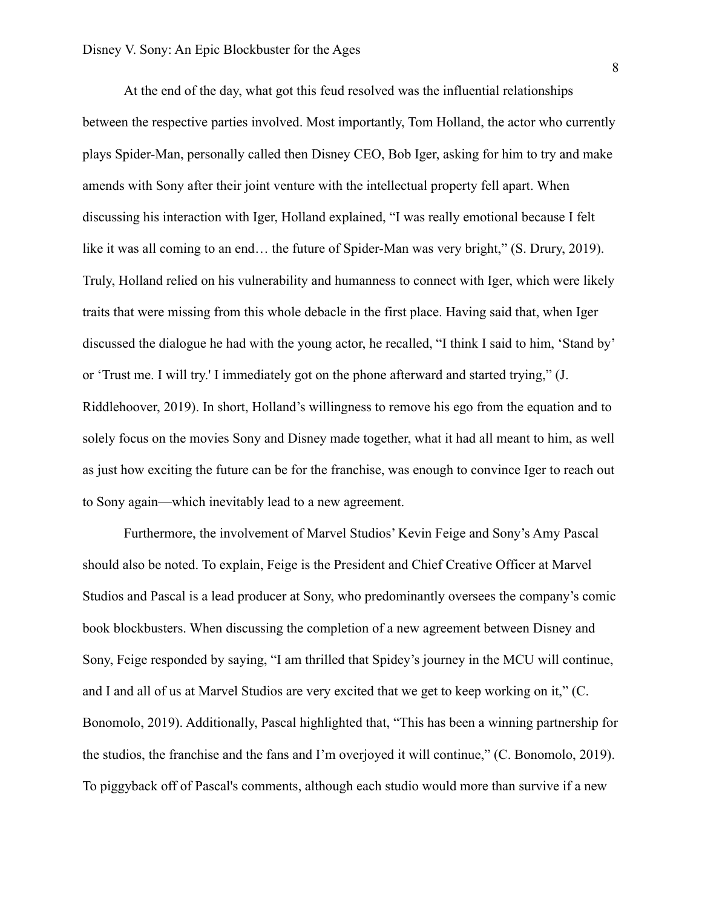At the end of the day, what got this feud resolved was the influential relationships between the respective parties involved. Most importantly, Tom Holland, the actor who currently plays Spider-Man, personally called then Disney CEO, Bob Iger, asking for him to try and make amends with Sony after their joint venture with the intellectual property fell apart. When discussing his interaction with Iger, Holland explained, "I was really emotional because I felt like it was all coming to an end… the future of Spider-Man was very bright," (S. Drury, 2019). Truly, Holland relied on his vulnerability and humanness to connect with Iger, which were likely traits that were missing from this whole debacle in the first place. Having said that, when Iger discussed the dialogue he had with the young actor, he recalled, "I think I said to him, 'Stand by' or 'Trust me. I will try.' I immediately got on the phone afterward and started trying," (J. Riddlehoover, 2019). In short, Holland's willingness to remove his ego from the equation and to solely focus on the movies Sony and Disney made together, what it had all meant to him, as well as just how exciting the future can be for the franchise, was enough to convince Iger to reach out to Sony again—which inevitably lead to a new agreement.

Furthermore, the involvement of Marvel Studios' Kevin Feige and Sony's Amy Pascal should also be noted. To explain, Feige is the President and Chief Creative Officer at Marvel Studios and Pascal is a lead producer at Sony, who predominantly oversees the company's comic book blockbusters. When discussing the completion of a new agreement between Disney and Sony, Feige responded by saying, "I am thrilled that Spidey's journey in the MCU will continue, and I and all of us at Marvel Studios are very excited that we get to keep working on it," (C. Bonomolo, 2019). Additionally, Pascal highlighted that, "This has been a winning partnership for the studios, the franchise and the fans and I'm overjoyed it will continue," (C. Bonomolo, 2019). To piggyback off of Pascal's comments, although each studio would more than survive if a new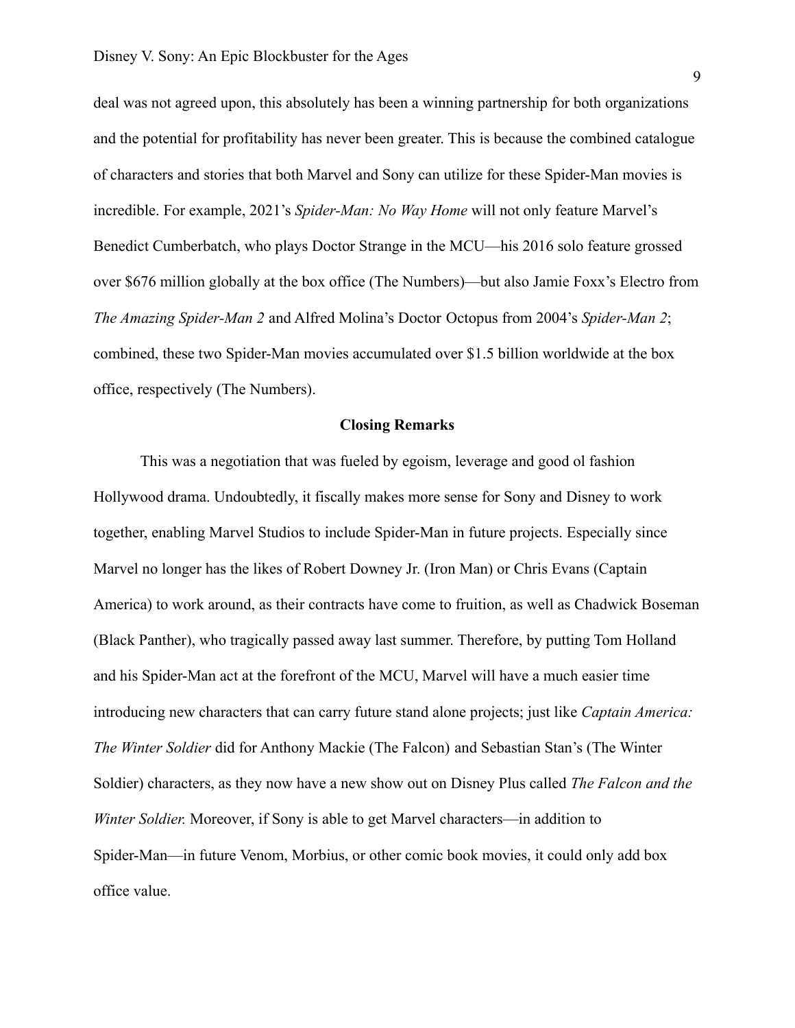deal was not agreed upon, this absolutely has been a winning partnership for both organizations and the potential for profitability has never been greater. This is because the combined catalogue of characters and stories that both Marvel and Sony can utilize for these Spider-Man movies is incredible. For example, 2021's *Spider-Man: No Way Home* will not only feature Marvel's Benedict Cumberbatch, who plays Doctor Strange in the MCU—his 2016 solo feature grossed over $676 million globally at the box office (The Numbers)—but also Jamie Foxx's Electro from *The Amazing Spider-Man 2* and Alfred Molina's Doctor Octopus from 2004's *Spider-Man 2*; combined, these two Spider-Man movies accumulated over $1.5 billion worldwide at the box office, respectively (The Numbers).

## Closing Remarks

This was a negotiation that was fueled by egoism, leverage and good ol fashion Hollywood drama. Undoubtedly, it fiscally makes more sense for Sony and Disney to work together, enabling Marvel Studios to include Spider-Man in future projects. Especially since Marvel no longer has the likes of Robert Downey Jr. (Iron Man) or Chris Evans (Captain America) to work around, as their contracts have come to fruition, as well as Chadwick Boseman (Black Panther), who tragically passed away last summer. Therefore, by putting Tom Holland and his Spider-Man act at the forefront of the MCU, Marvel will have a much easier time introducing new characters that can carry future stand alone projects; just like *Captain America: The Winter Soldier* did for Anthony Mackie (The Falcon) and Sebastian Stan's (The Winter Soldier) characters, as they now have a new show out on Disney Plus called *The Falcon and the Winter Soldier.* Moreover, if Sony is able to get Marvel characters—in addition to Spider-Man—in future Venom, Morbius, or other comic book movies, it could only add box office value.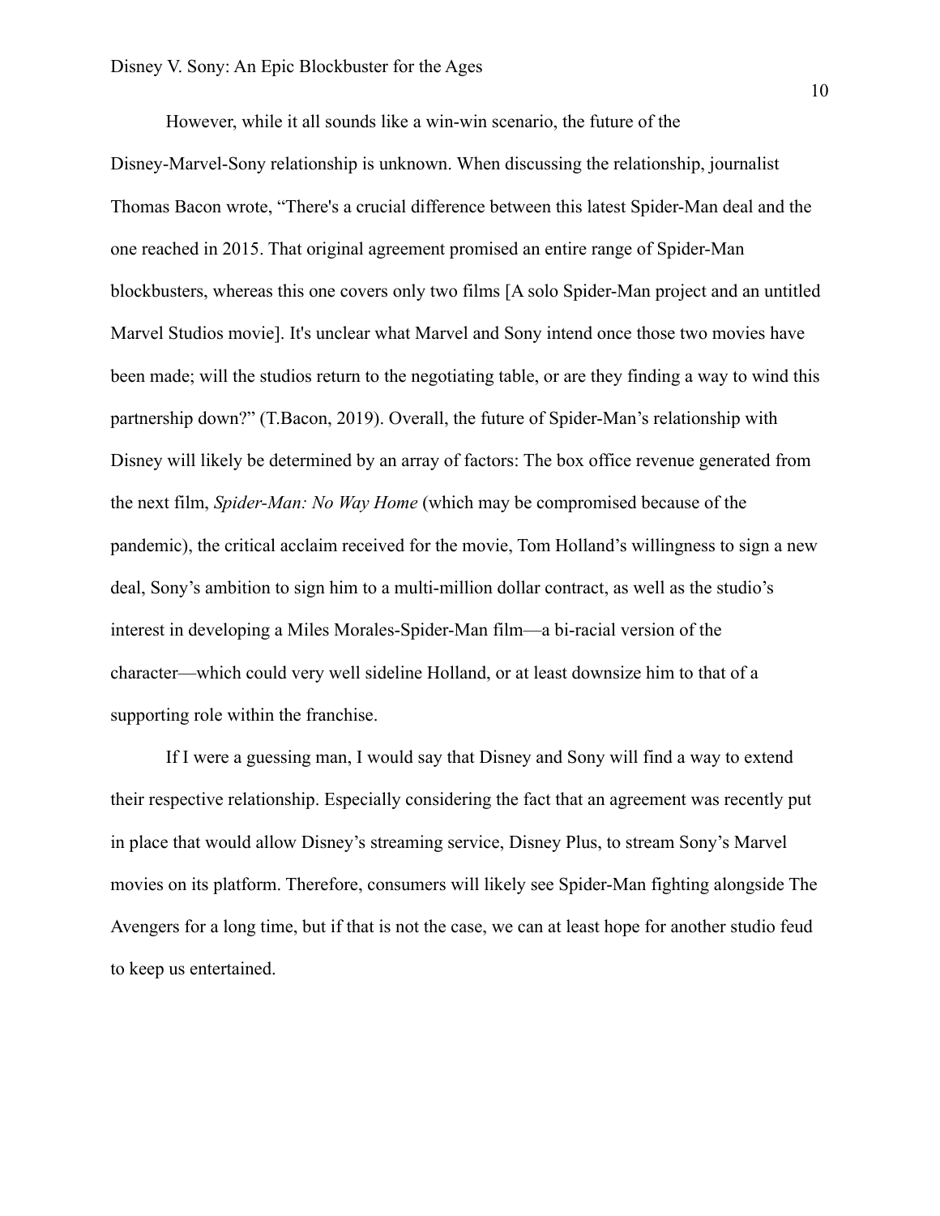However, while it all sounds like a win-win scenario, the future of the Disney-Marvel-Sony relationship is unknown. When discussing the relationship, journalist Thomas Bacon wrote, “There's a crucial difference between this latest Spider-Man deal and the one reached in 2015. That original agreement promised an entire range of Spider-Man blockbusters, whereas this one covers only two films [A solo Spider-Man project and an untitled Marvel Studios movie]. It's unclear what Marvel and Sony intend once those two movies have been made; will the studios return to the negotiating table, or are they finding a way to wind this partnership down?” (T.Bacon, 2019). Overall, the future of Spider-Man’s relationship with Disney will likely be determined by an array of factors: The box office revenue generated from the next film, *Spider-Man: No Way Home* (which may be compromised because of the pandemic), the critical acclaim received for the movie, Tom Holland’s willingness to sign a new deal, Sony’s ambition to sign him to a multi-million dollar contract, as well as the studio’s interest in developing a Miles Morales-Spider-Man film—a bi-racial version of the character—which could very well sideline Holland, or at least downsize him to that of a supporting role within the franchise.

If I were a guessing man, I would say that Disney and Sony will find a way to extend their respective relationship. Especially considering the fact that an agreement was recently put in place that would allow Disney’s streaming service, Disney Plus, to stream Sony’s Marvel movies on its platform. Therefore, consumers will likely see Spider-Man fighting alongside The Avengers for a long time, but if that is not the case, we can at least hope for another studio feud to keep us entertained.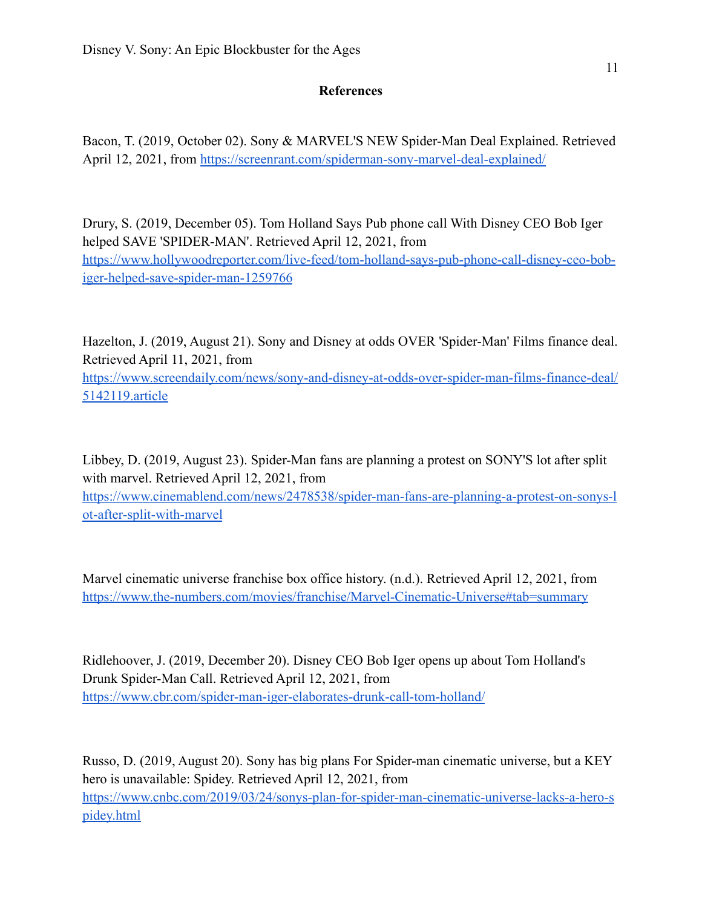## References

Bacon, T. (2019, October 02). Sony & MARVEL'S NEW Spider-Man Deal Explained. Retrieved April 12, 2021, from https://screenrant.com/spiderman-sony-marvel-deal-explained/

Drury, S. (2019, December 05). Tom Holland Says Pub phone call With Disney CEO Bob Iger helped SAVE 'SPIDER-MAN'. Retrieved April 12, 2021, from https://www.hollywoodreporter.com/live-feed/tom-holland-says-pub-phone-call-disney-ceo-bob-iger-helped-save-spider-man-1259766

Hazelton, J. (2019, August 21). Sony and Disney at odds OVER 'Spider-Man' Films finance deal. Retrieved April 11, 2021, from https://www.screendaily.com/news/sony-and-disney-at-odds-over-spider-man-films-finance-deal/5142119.article

Libbey, D. (2019, August 23). Spider-Man fans are planning a protest on SONY'S lot after split with marvel. Retrieved April 12, 2021, from https://www.cinemablend.com/news/2478538/spider-man-fans-are-planning-a-protest-on-sonys-lot-after-split-with-marvel

Marvel cinematic universe franchise box office history. (n.d.). Retrieved April 12, 2021, from https://www.the-numbers.com/movies/franchise/Marvel-Cinematic-Universe#tab=summary

Ridlehoover, J. (2019, December 20). Disney CEO Bob Iger opens up about Tom Holland's Drunk Spider-Man Call. Retrieved April 12, 2021, from https://www.cbr.com/spider-man-iger-elaborates-drunk-call-tom-holland/

Russo, D. (2019, August 20). Sony has big plans For Spider-man cinematic universe, but a KEY hero is unavailable: Spidey. Retrieved April 12, 2021, from https://www.cnbc.com/2019/03/24/sonys-plan-for-spider-man-cinematic-universe-lacks-a-hero-spidey.html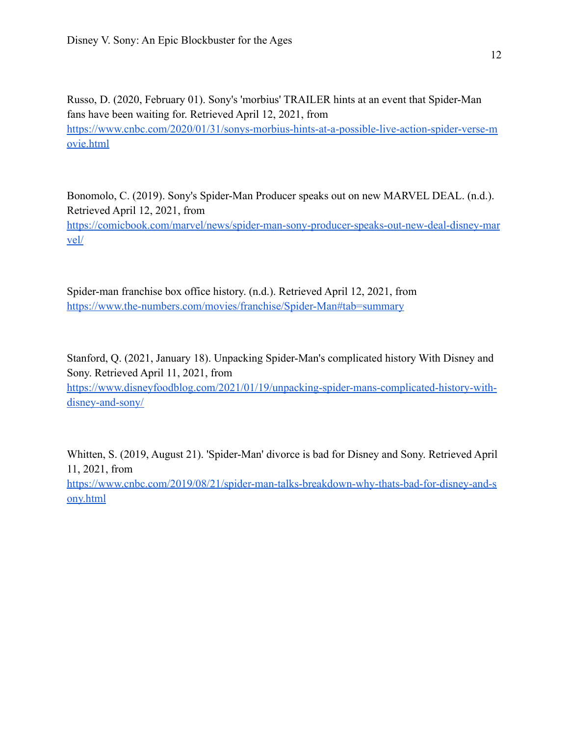Russo, D. (2020, February 01). Sony's 'morbius' TRAILER hints at an event that Spider-Man fans have been waiting for. Retrieved April 12, 2021, from https://www.cnbc.com/2020/01/31/sonys-morbius-hints-at-a-possible-live-action-spider-verse-movie.html

Bonomolo, C. (2019). Sony's Spider-Man Producer speaks out on new MARVEL DEAL. (n.d.). Retrieved April 12, 2021, from https://comicbook.com/marvel/news/spider-man-sony-producer-speaks-out-new-deal-disney-marvel/

Spider-man franchise box office history. (n.d.). Retrieved April 12, 2021, from https://www.the-numbers.com/movies/franchise/Spider-Man#tab=summary

Stanford, Q. (2021, January 18). Unpacking Spider-Man's complicated history With Disney and Sony. Retrieved April 11, 2021, from https://www.disneyfoodblog.com/2021/01/19/unpacking-spider-mans-complicated-history-with-disney-and-sony/

Whitten, S. (2019, August 21). 'Spider-Man' divorce is bad for Disney and Sony. Retrieved April 11, 2021, from https://www.cnbc.com/2019/08/21/spider-man-talks-breakdown-why-thats-bad-for-disney-and-sony.html